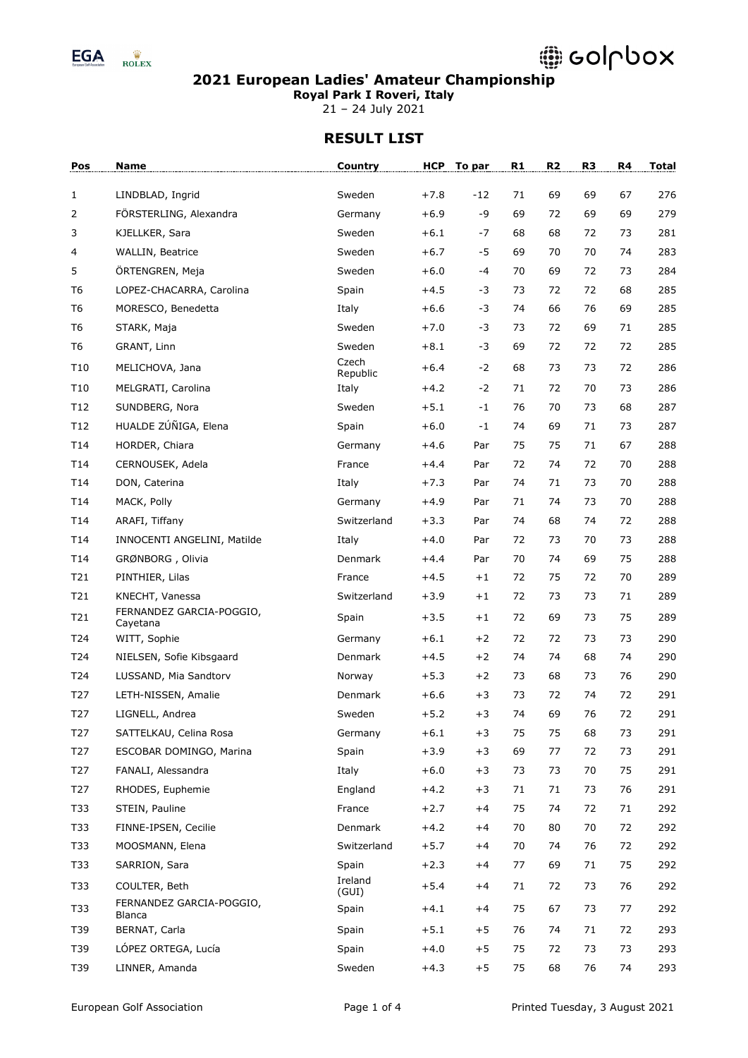# 2021 European Ladies' Amateur Championship

**Royal Park I Roveri, Italy**

21 – 24 July 2021

## RESULT LIST

| Pos | Name | Country | HCP | To par | R1 | R2 | R3 | R4 | Total |
|---|---|---|---|---|---|---|---|---|---|
| 1 | LINDBLAD, Ingrid | Sweden | +7.8 | -12 | 71 | 69 | 69 | 67 | 276 |
| 2 | FÖRSTERLING, Alexandra | Germany | +6.9 | -9 | 69 | 72 | 69 | 69 | 279 |
| 3 | KJELLKER, Sara | Sweden | +6.1 | -7 | 68 | 68 | 72 | 73 | 281 |
| 4 | WALLIN, Beatrice | Sweden | +6.7 | -5 | 69 | 70 | 70 | 74 | 283 |
| 5 | ÖRTENGREN, Meja | Sweden | +6.0 | -4 | 70 | 69 | 72 | 73 | 284 |
| T6 | LOPEZ-CHACARRA, Carolina | Spain | +4.5 | -3 | 73 | 72 | 72 | 68 | 285 |
| T6 | MORESCO, Benedetta | Italy | +6.6 | -3 | 74 | 66 | 76 | 69 | 285 |
| T6 | STARK, Maja | Sweden | +7.0 | -3 | 73 | 72 | 69 | 71 | 285 |
| T6 | GRANT, Linn | Sweden | +8.1 | -3 | 69 | 72 | 72 | 72 | 285 |
| T10 | MELICHOVA, Jana | Czech Republic | +6.4 | -2 | 68 | 73 | 73 | 72 | 286 |
| T10 | MELGRATI, Carolina | Italy | +4.2 | -2 | 71 | 72 | 70 | 73 | 286 |
| T12 | SUNDBERG, Nora | Sweden | +5.1 | -1 | 76 | 70 | 73 | 68 | 287 |
| T12 | HUALDE ZÚÑIGA, Elena | Spain | +6.0 | -1 | 74 | 69 | 71 | 73 | 287 |
| T14 | HORDER, Chiara | Germany | +4.6 | Par | 75 | 75 | 71 | 67 | 288 |
| T14 | CERNOUSEK, Adela | France | +4.4 | Par | 72 | 74 | 72 | 70 | 288 |
| T14 | DON, Caterina | Italy | +7.3 | Par | 74 | 71 | 73 | 70 | 288 |
| T14 | MACK, Polly | Germany | +4.9 | Par | 71 | 74 | 73 | 70 | 288 |
| T14 | ARAFI, Tiffany | Switzerland | +3.3 | Par | 74 | 68 | 74 | 72 | 288 |
| T14 | INNOCENTI ANGELINI, Matilde | Italy | +4.0 | Par | 72 | 73 | 70 | 73 | 288 |
| T14 | GRØNBORG , Olivia | Denmark | +4.4 | Par | 70 | 74 | 69 | 75 | 288 |
| T21 | PINTHIER, Lilas | France | +4.5 | +1 | 72 | 75 | 72 | 70 | 289 |
| T21 | KNECHT, Vanessa | Switzerland | +3.9 | +1 | 72 | 73 | 73 | 71 | 289 |
| T21 | FERNANDEZ GARCIA-POGGIO, Cayetana | Spain | +3.5 | +1 | 72 | 69 | 73 | 75 | 289 |
| T24 | WITT, Sophie | Germany | +6.1 | +2 | 72 | 72 | 73 | 73 | 290 |
| T24 | NIELSEN, Sofie Kibsgaard | Denmark | +4.5 | +2 | 74 | 74 | 68 | 74 | 290 |
| T24 | LUSSAND, Mia Sandtorv | Norway | +5.3 | +2 | 73 | 68 | 73 | 76 | 290 |
| T27 | LETH-NISSEN, Amalie | Denmark | +6.6 | +3 | 73 | 72 | 74 | 72 | 291 |
| T27 | LIGNELL, Andrea | Sweden | +5.2 | +3 | 74 | 69 | 76 | 72 | 291 |
| T27 | SATTELKAU, Celina Rosa | Germany | +6.1 | +3 | 75 | 75 | 68 | 73 | 291 |
| T27 | ESCOBAR DOMINGO, Marina | Spain | +3.9 | +3 | 69 | 77 | 72 | 73 | 291 |
| T27 | FANALI, Alessandra | Italy | +6.0 | +3 | 73 | 73 | 70 | 75 | 291 |
| T27 | RHODES, Euphemie | England | +4.2 | +3 | 71 | 71 | 73 | 76 | 291 |
| T33 | STEIN, Pauline | France | +2.7 | +4 | 75 | 74 | 72 | 71 | 292 |
| T33 | FINNE-IPSEN, Cecilie | Denmark | +4.2 | +4 | 70 | 80 | 70 | 72 | 292 |
| T33 | MOOSMANN, Elena | Switzerland | +5.7 | +4 | 70 | 74 | 76 | 72 | 292 |
| T33 | SARRION, Sara | Spain | +2.3 | +4 | 77 | 69 | 71 | 75 | 292 |
| T33 | COULTER, Beth | Ireland (GUI) | +5.4 | +4 | 71 | 72 | 73 | 76 | 292 |
| T33 | FERNANDEZ GARCIA-POGGIO, Blanca | Spain | +4.1 | +4 | 75 | 67 | 73 | 77 | 292 |
| T39 | BERNAT, Carla | Spain | +5.1 | +5 | 76 | 74 | 71 | 72 | 293 |
| T39 | LÓPEZ ORTEGA, Lucía | Spain | +4.0 | +5 | 75 | 72 | 73 | 73 | 293 |
| T39 | LINNER, Amanda | Sweden | +4.3 | +5 | 75 | 68 | 76 | 74 | 293 |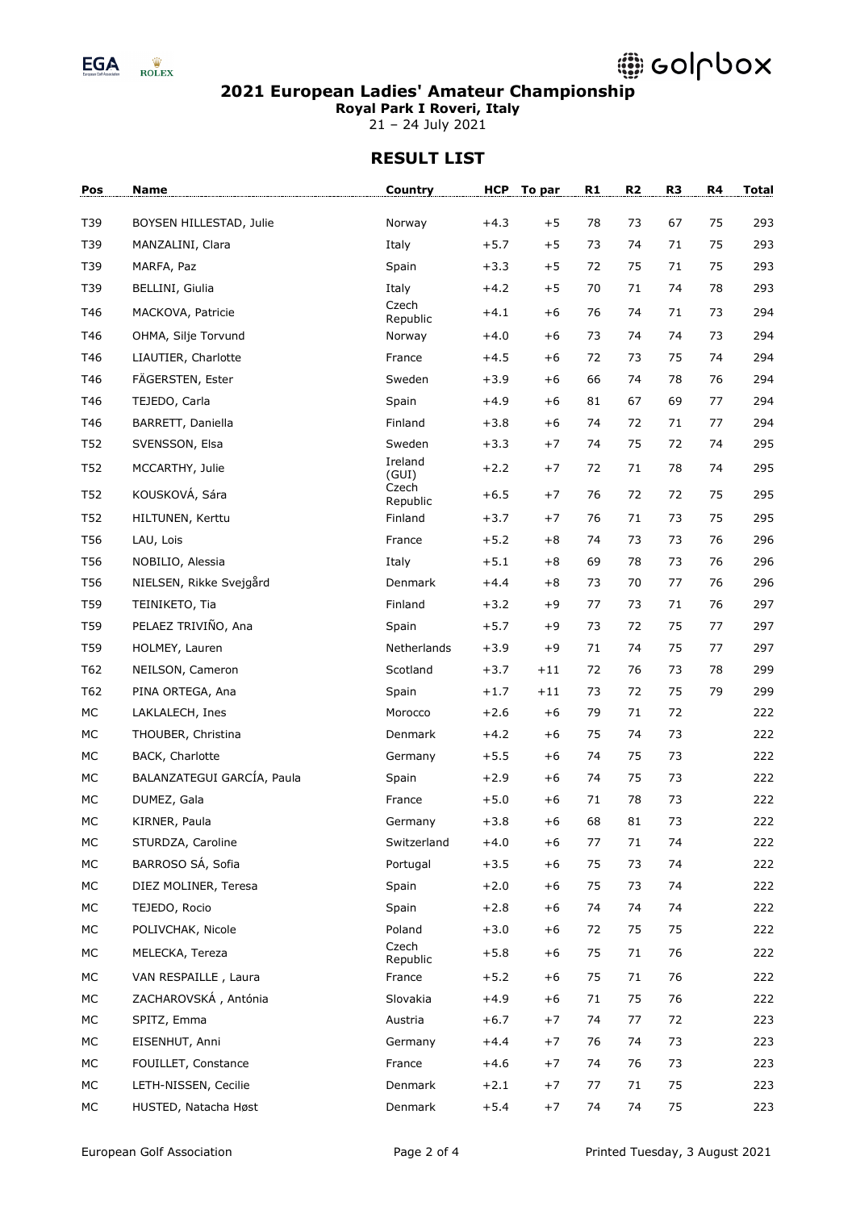# 2021 European Ladies' Amateur Championship

**Royal Park I Roveri, Italy**

21 – 24 July 2021

## RESULT LIST

| Pos | Name | Country | HCP | To par | R1 | R2 | R3 | R4 | Total |
|---|---|---|---|---|---|---|---|---|---|
| T39 | BOYSEN HILLESTAD, Julie | Norway | +4.3 | +5 | 78 | 73 | 67 | 75 | 293 |
| T39 | MANZALINI, Clara | Italy | +5.7 | +5 | 73 | 74 | 71 | 75 | 293 |
| T39 | MARFA, Paz | Spain | +3.3 | +5 | 72 | 75 | 71 | 75 | 293 |
| T39 | BELLINI, Giulia | Italy | +4.2 | +5 | 70 | 71 | 74 | 78 | 293 |
| T46 | MACKOVA, Patricie | Czech Republic | +4.1 | +6 | 76 | 74 | 71 | 73 | 294 |
| T46 | OHMA, Silje Torvund | Norway | +4.0 | +6 | 73 | 74 | 74 | 73 | 294 |
| T46 | LIAUTIER, Charlotte | France | +4.5 | +6 | 72 | 73 | 75 | 74 | 294 |
| T46 | FÄGERSTEN, Ester | Sweden | +3.9 | +6 | 66 | 74 | 78 | 76 | 294 |
| T46 | TEJEDO, Carla | Spain | +4.9 | +6 | 81 | 67 | 69 | 77 | 294 |
| T46 | BARRETT, Daniella | Finland | +3.8 | +6 | 74 | 72 | 71 | 77 | 294 |
| T52 | SVENSSON, Elsa | Sweden | +3.3 | +7 | 74 | 75 | 72 | 74 | 295 |
| T52 | MCCARTHY, Julie | Ireland (GUI) | +2.2 | +7 | 72 | 71 | 78 | 74 | 295 |
| T52 | KOUSKOVÁ, Sára | Czech Republic | +6.5 | +7 | 76 | 72 | 72 | 75 | 295 |
| T52 | HILTUNEN, Kerttu | Finland | +3.7 | +7 | 76 | 71 | 73 | 75 | 295 |
| T56 | LAU, Lois | France | +5.2 | +8 | 74 | 73 | 73 | 76 | 296 |
| T56 | NOBILIO, Alessia | Italy | +5.1 | +8 | 69 | 78 | 73 | 76 | 296 |
| T56 | NIELSEN, Rikke Svejgård | Denmark | +4.4 | +8 | 73 | 70 | 77 | 76 | 296 |
| T59 | TEINIKETO, Tia | Finland | +3.2 | +9 | 77 | 73 | 71 | 76 | 297 |
| T59 | PELAEZ TRIVIÑO, Ana | Spain | +5.7 | +9 | 73 | 72 | 75 | 77 | 297 |
| T59 | HOLMEY, Lauren | Netherlands | +3.9 | +9 | 71 | 74 | 75 | 77 | 297 |
| T62 | NEILSON, Cameron | Scotland | +3.7 | +11 | 72 | 76 | 73 | 78 | 299 |
| T62 | PINA ORTEGA, Ana | Spain | +1.7 | +11 | 73 | 72 | 75 | 79 | 299 |
| MC | LAKLALECH, Ines | Morocco | +2.6 | +6 | 79 | 71 | 72 | | 222 |
| MC | THOUBER, Christina | Denmark | +4.2 | +6 | 75 | 74 | 73 | | 222 |
| MC | BACK, Charlotte | Germany | +5.5 | +6 | 74 | 75 | 73 | | 222 |
| MC | BALANZATEGUI GARCÍA, Paula | Spain | +2.9 | +6 | 74 | 75 | 73 | | 222 |
| MC | DUMEZ, Gala | France | +5.0 | +6 | 71 | 78 | 73 | | 222 |
| MC | KIRNER, Paula | Germany | +3.8 | +6 | 68 | 81 | 73 | | 222 |
| MC | STURDZA, Caroline | Switzerland | +4.0 | +6 | 77 | 71 | 74 | | 222 |
| MC | BARROSO SÁ, Sofia | Portugal | +3.5 | +6 | 75 | 73 | 74 | | 222 |
| MC | DIEZ MOLINER, Teresa | Spain | +2.0 | +6 | 75 | 73 | 74 | | 222 |
| MC | TEJEDO, Rocio | Spain | +2.8 | +6 | 74 | 74 | 74 | | 222 |
| MC | POLIVCHAK, Nicole | Poland | +3.0 | +6 | 72 | 75 | 75 | | 222 |
| MC | MELECKA, Tereza | Czech Republic | +5.8 | +6 | 75 | 71 | 76 | | 222 |
| MC | VAN RESPAILLE , Laura | France | +5.2 | +6 | 75 | 71 | 76 | | 222 |
| MC | ZACHAROVSKÁ , Antónia | Slovakia | +4.9 | +6 | 71 | 75 | 76 | | 222 |
| MC | SPITZ, Emma | Austria | +6.7 | +7 | 74 | 77 | 72 | | 223 |
| MC | EISENHUT, Anni | Germany | +4.4 | +7 | 76 | 74 | 73 | | 223 |
| MC | FOUILLET, Constance | France | +4.6 | +7 | 74 | 76 | 73 | | 223 |
| MC | LETH-NISSEN, Cecilie | Denmark | +2.1 | +7 | 77 | 71 | 75 | | 223 |
| MC | HUSTED, Natacha Høst | Denmark | +5.4 | +7 | 74 | 74 | 75 | | 223 |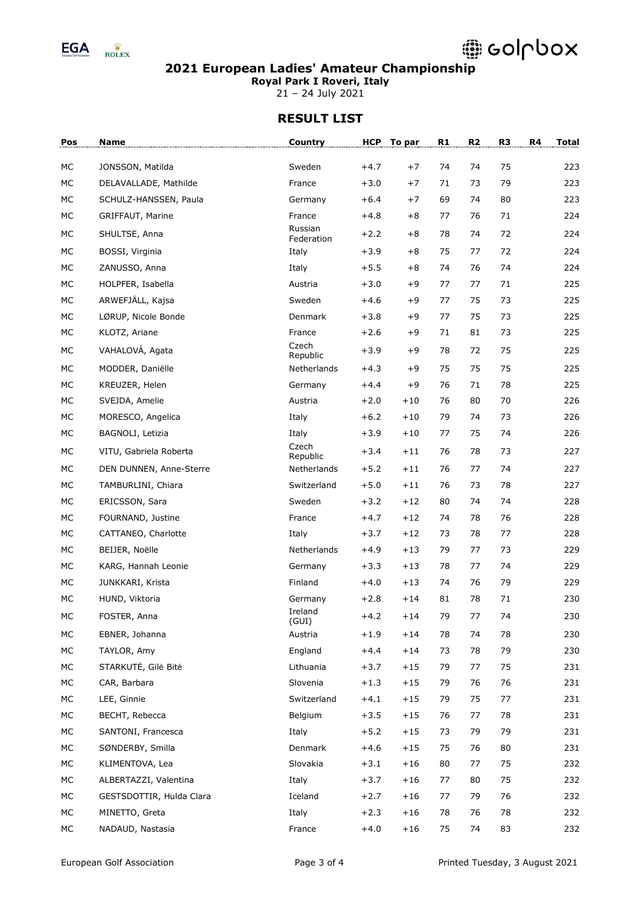## 2021 European Ladies' Amateur Championship

**Royal Park I Roveri, Italy**

21 – 24 July 2021

## RESULT LIST

| Pos | Name | Country | HCP | To par | R1 | R2 | R3 | R4 | Total |
|---|---|---|---|---|---|---|---|---|---|
| MC | JONSSON, Matilda | Sweden | +4.7 | +7 | 74 | 74 | 75 | | 223 |
| MC | DELAVALLADE, Mathilde | France | +3.0 | +7 | 71 | 73 | 79 | | 223 |
| MC | SCHULZ-HANSSEN, Paula | Germany | +6.4 | +7 | 69 | 74 | 80 | | 223 |
| MC | GRIFFAUT, Marine | France | +4.8 | +8 | 77 | 76 | 71 | | 224 |
| MC | SHULTSE, Anna | Russian Federation | +2.2 | +8 | 78 | 74 | 72 | | 224 |
| MC | BOSSI, Virginia | Italy | +3.9 | +8 | 75 | 77 | 72 | | 224 |
| MC | ZANUSSO, Anna | Italy | +5.5 | +8 | 74 | 76 | 74 | | 224 |
| MC | HOLPFER, Isabella | Austria | +3.0 | +9 | 77 | 77 | 71 | | 225 |
| MC | ARWEFJÄLL, Kajsa | Sweden | +4.6 | +9 | 77 | 75 | 73 | | 225 |
| MC | LØRUP, Nicole Bonde | Denmark | +3.8 | +9 | 77 | 75 | 73 | | 225 |
| MC | KLOTZ, Ariane | France | +2.6 | +9 | 71 | 81 | 73 | | 225 |
| MC | VAHALOVÁ, Agata | Czech Republic | +3.9 | +9 | 78 | 72 | 75 | | 225 |
| MC | MODDER, Daniëlle | Netherlands | +4.3 | +9 | 75 | 75 | 75 | | 225 |
| MC | KREUZER, Helen | Germany | +4.4 | +9 | 76 | 71 | 78 | | 225 |
| MC | SVEJDA, Amelie | Austria | +2.0 | +10 | 76 | 80 | 70 | | 226 |
| MC | MORESCO, Angelica | Italy | +6.2 | +10 | 79 | 74 | 73 | | 226 |
| MC | BAGNOLI, Letizia | Italy | +3.9 | +10 | 77 | 75 | 74 | | 226 |
| MC | VITU, Gabriela Roberta | Czech Republic | +3.4 | +11 | 76 | 78 | 73 | | 227 |
| MC | DEN DUNNEN, Anne-Sterre | Netherlands | +5.2 | +11 | 76 | 77 | 74 | | 227 |
| MC | TAMBURLINI, Chiara | Switzerland | +5.0 | +11 | 76 | 73 | 78 | | 227 |
| MC | ERICSSON, Sara | Sweden | +3.2 | +12 | 80 | 74 | 74 | | 228 |
| MC | FOURNAND, Justine | France | +4.7 | +12 | 74 | 78 | 76 | | 228 |
| MC | CATTANEO, Charlotte | Italy | +3.7 | +12 | 73 | 78 | 77 | | 228 |
| MC | BEIJER, Noëlle | Netherlands | +4.9 | +13 | 79 | 77 | 73 | | 229 |
| MC | KARG, Hannah Leonie | Germany | +3.3 | +13 | 78 | 77 | 74 | | 229 |
| MC | JUNKKARI, Krista | Finland | +4.0 | +13 | 74 | 76 | 79 | | 229 |
| MC | HUND, Viktoria | Germany | +2.8 | +14 | 81 | 78 | 71 | | 230 |
| MC | FOSTER, Anna | Ireland (GUI) | +4.2 | +14 | 79 | 77 | 74 | | 230 |
| MC | EBNER, Johanna | Austria | +1.9 | +14 | 78 | 74 | 78 | | 230 |
| MC | TAYLOR, Amy | England | +4.4 | +14 | 73 | 78 | 79 | | 230 |
| MC | STARKUTĖ, Gilė Bitė | Lithuania | +3.7 | +15 | 79 | 77 | 75 | | 231 |
| MC | CAR, Barbara | Slovenia | +1.3 | +15 | 79 | 76 | 76 | | 231 |
| MC | LEE, Ginnie | Switzerland | +4.1 | +15 | 79 | 75 | 77 | | 231 |
| MC | BECHT, Rebecca | Belgium | +3.5 | +15 | 76 | 77 | 78 | | 231 |
| MC | SANTONI, Francesca | Italy | +5.2 | +15 | 73 | 79 | 79 | | 231 |
| MC | SØNDERBY, Smilla | Denmark | +4.6 | +15 | 75 | 76 | 80 | | 231 |
| MC | KLIMENTOVA, Lea | Slovakia | +3.1 | +16 | 80 | 77 | 75 | | 232 |
| MC | ALBERTAZZI, Valentina | Italy | +3.7 | +16 | 77 | 80 | 75 | | 232 |
| MC | GESTSDOTTIR, Hulda Clara | Iceland | +2.7 | +16 | 77 | 79 | 76 | | 232 |
| MC | MINETTO, Greta | Italy | +2.3 | +16 | 78 | 76 | 78 | | 232 |
| MC | NADAUD, Nastasia | France | +4.0 | +16 | 75 | 74 | 83 | | 232 |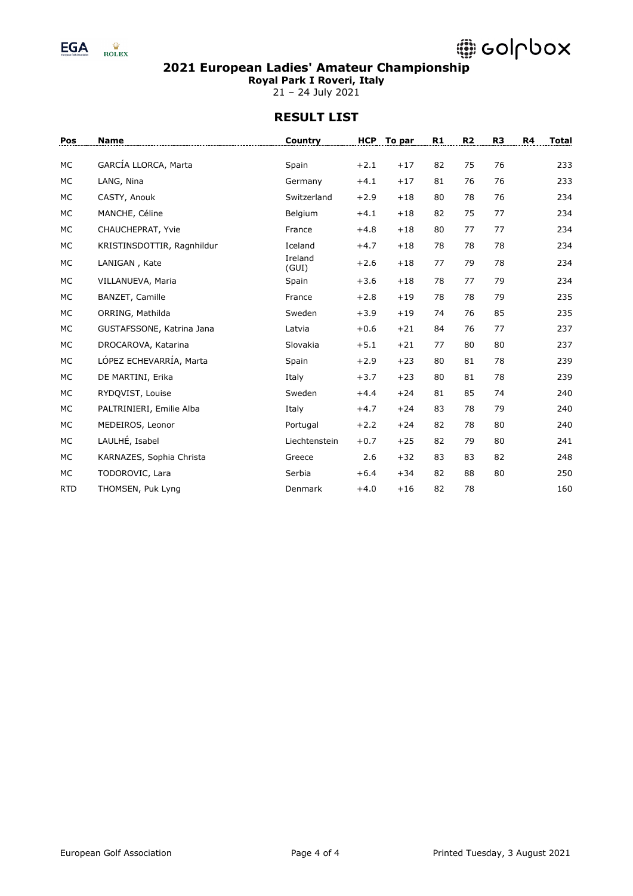## 2021 European Ladies' Amateur Championship

**Royal Park I Roveri, Italy**

21 – 24 July 2021

### RESULT LIST

| Pos | Name | Country | HCP | To par | R1 | R2 | R3 | R4 | Total |
|---|---|---|---|---|---|---|---|---|---|
| MC | GARCÍA LLORCA, Marta | Spain | +2.1 | +17 | 82 | 75 | 76 | | 233 |
| MC | LANG, Nina | Germany | +4.1 | +17 | 81 | 76 | 76 | | 233 |
| MC | CASTY, Anouk | Switzerland | +2.9 | +18 | 80 | 78 | 76 | | 234 |
| MC | MANCHE, Céline | Belgium | +4.1 | +18 | 82 | 75 | 77 | | 234 |
| MC | CHAUCHEPRAT, Yvie | France | +4.8 | +18 | 80 | 77 | 77 | | 234 |
| MC | KRISTINSDOTTIR, Ragnhildur | Iceland | +4.7 | +18 | 78 | 78 | 78 | | 234 |
| MC | LANIGAN , Kate | Ireland (GUI) | +2.6 | +18 | 77 | 79 | 78 | | 234 |
| MC | VILLANUEVA, Maria | Spain | +3.6 | +18 | 78 | 77 | 79 | | 234 |
| MC | BANZET, Camille | France | +2.8 | +19 | 78 | 78 | 79 | | 235 |
| MC | ORRING, Mathilda | Sweden | +3.9 | +19 | 74 | 76 | 85 | | 235 |
| MC | GUSTAFSSONE, Katrina Jana | Latvia | +0.6 | +21 | 84 | 76 | 77 | | 237 |
| MC | DROCAROVA, Katarina | Slovakia | +5.1 | +21 | 77 | 80 | 80 | | 237 |
| MC | LÓPEZ ECHEVARRÍA, Marta | Spain | +2.9 | +23 | 80 | 81 | 78 | | 239 |
| MC | DE MARTINI, Erika | Italy | +3.7 | +23 | 80 | 81 | 78 | | 239 |
| MC | RYDQVIST, Louise | Sweden | +4.4 | +24 | 81 | 85 | 74 | | 240 |
| MC | PALTRINIERI, Emilie Alba | Italy | +4.7 | +24 | 83 | 78 | 79 | | 240 |
| MC | MEDEIROS, Leonor | Portugal | +2.2 | +24 | 82 | 78 | 80 | | 240 |
| MC | LAULHÉ, Isabel | Liechtenstein | +0.7 | +25 | 82 | 79 | 80 | | 241 |
| MC | KARNAZES, Sophia Christa | Greece | 2.6 | +32 | 83 | 83 | 82 | | 248 |
| MC | TODOROVIC, Lara | Serbia | +6.4 | +34 | 82 | 88 | 80 | | 250 |
| RTD | THOMSEN, Puk Lyng | Denmark | +4.0 | +16 | 82 | 78 | | | 160 |